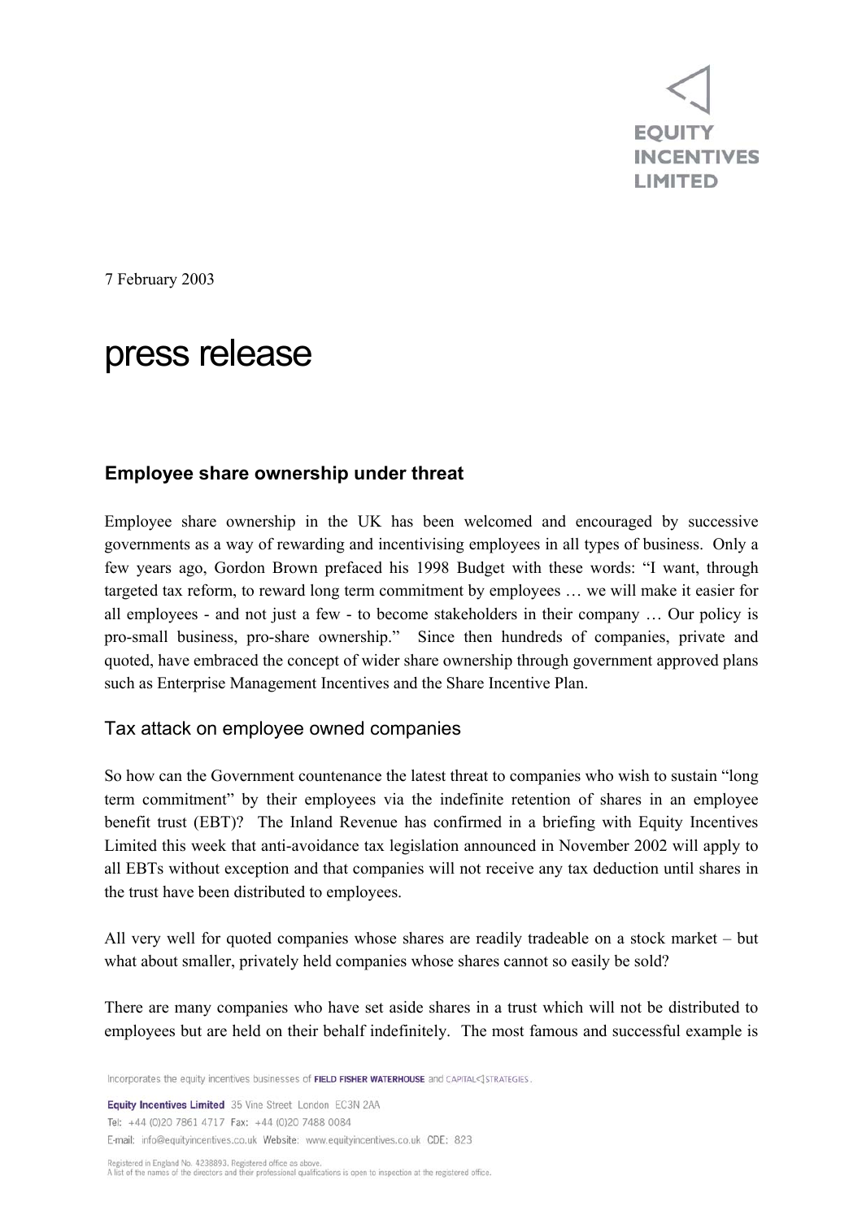7 February 2003

# press release

## Employee share ownership under threat

Employee share ownership in the UK has been welcomed and encouraged by successive governments as a way of rewarding and incentivising employees in all types of business. Only a few years ago, Gordon Brown prefaced his 1998 Budget with these words: "I want, through targeted tax reform, to reward long term commitment by employees … we will make it easier for all employees - and not just a few - to become stakeholders in their company … Our policy is pro-small business, pro-share ownership." Since then hundreds of companies, private and quoted, have embraced the concept of wider share ownership through government approved plans such as Enterprise Management Incentives and the Share Incentive Plan.

### Tax attack on employee owned companies

So how can the Government countenance the latest threat to companies who wish to sustain "long term commitment" by their employees via the indefinite retention of shares in an employee benefit trust (EBT)? The Inland Revenue has confirmed in a briefing with Equity Incentives Limited this week that anti-avoidance tax legislation announced in November 2002 will apply to all EBTs without exception and that companies will not receive any tax deduction until shares in the trust have been distributed to employees.

All very well for quoted companies whose shares are readily tradeable on a stock market – but what about smaller, privately held companies whose shares cannot so easily be sold?

There are many companies who have set aside shares in a trust which will not be distributed to employees but are held on their behalf indefinitely. The most famous and successful example is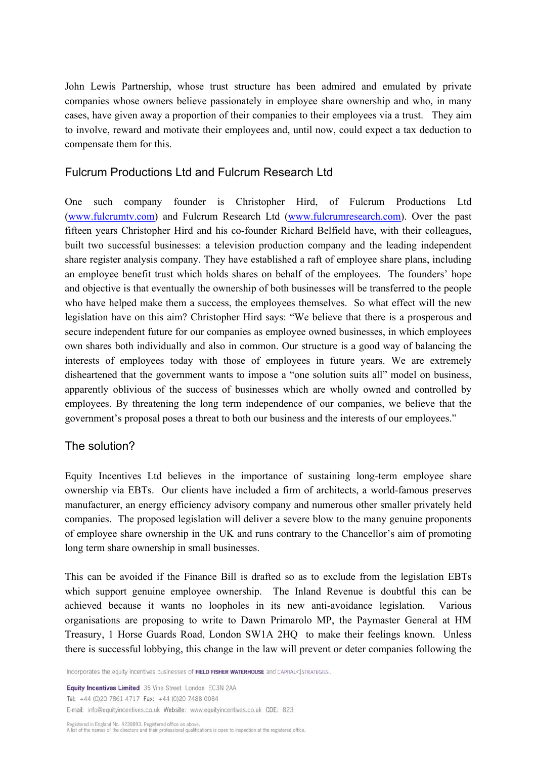John Lewis Partnership, whose trust structure has been admired and emulated by private companies whose owners believe passionately in employee share ownership and who, in many cases, have given away a proportion of their companies to their employees via a trust. They aim to involve, reward and motivate their employees and, until now, could expect a tax deduction to compensate them for this.

## Fulcrum Productions Ltd and Fulcrum Research Ltd

One such company founder is Christopher Hird, of Fulcrum Productions Ltd (www.fulcrumtv.com) and Fulcrum Research Ltd (www.fulcrumresearch.com). Over the past fifteen years Christopher Hird and his co-founder Richard Belfield have, with their colleagues, built two successful businesses: a television production company and the leading independent share register analysis company. They have established a raft of employee share plans, including an employee benefit trust which holds shares on behalf of the employees. The founders' hope and objective is that eventually the ownership of both businesses will be transferred to the people who have helped make them a success, the employees themselves. So what effect will the new legislation have on this aim? Christopher Hird says: "We believe that there is a prosperous and secure independent future for our companies as employee owned businesses, in which employees own shares both individually and also in common. Our structure is a good way of balancing the interests of employees today with those of employees in future years. We are extremely disheartened that the government wants to impose a "one solution suits all" model on business, apparently oblivious of the success of businesses which are wholly owned and controlled by employees. By threatening the long term independence of our companies, we believe that the government's proposal poses a threat to both our business and the interests of our employees."

## The solution?

Equity Incentives Ltd believes in the importance of sustaining long-term employee share ownership via EBTs. Our clients have included a firm of architects, a world-famous preserves manufacturer, an energy efficiency advisory company and numerous other smaller privately held companies. The proposed legislation will deliver a severe blow to the many genuine proponents of employee share ownership in the UK and runs contrary to the Chancellor's aim of promoting long term share ownership in small businesses.

This can be avoided if the Finance Bill is drafted so as to exclude from the legislation EBTs which support genuine employee ownership. The Inland Revenue is doubtful this can be achieved because it wants no loopholes in its new anti-avoidance legislation. Various organisations are proposing to write to Dawn Primarolo MP, the Paymaster General at HM Treasury, 1 Horse Guards Road, London SW1A 2HQ to make their feelings known. Unless there is successful lobbying, this change in the law will prevent or deter companies following the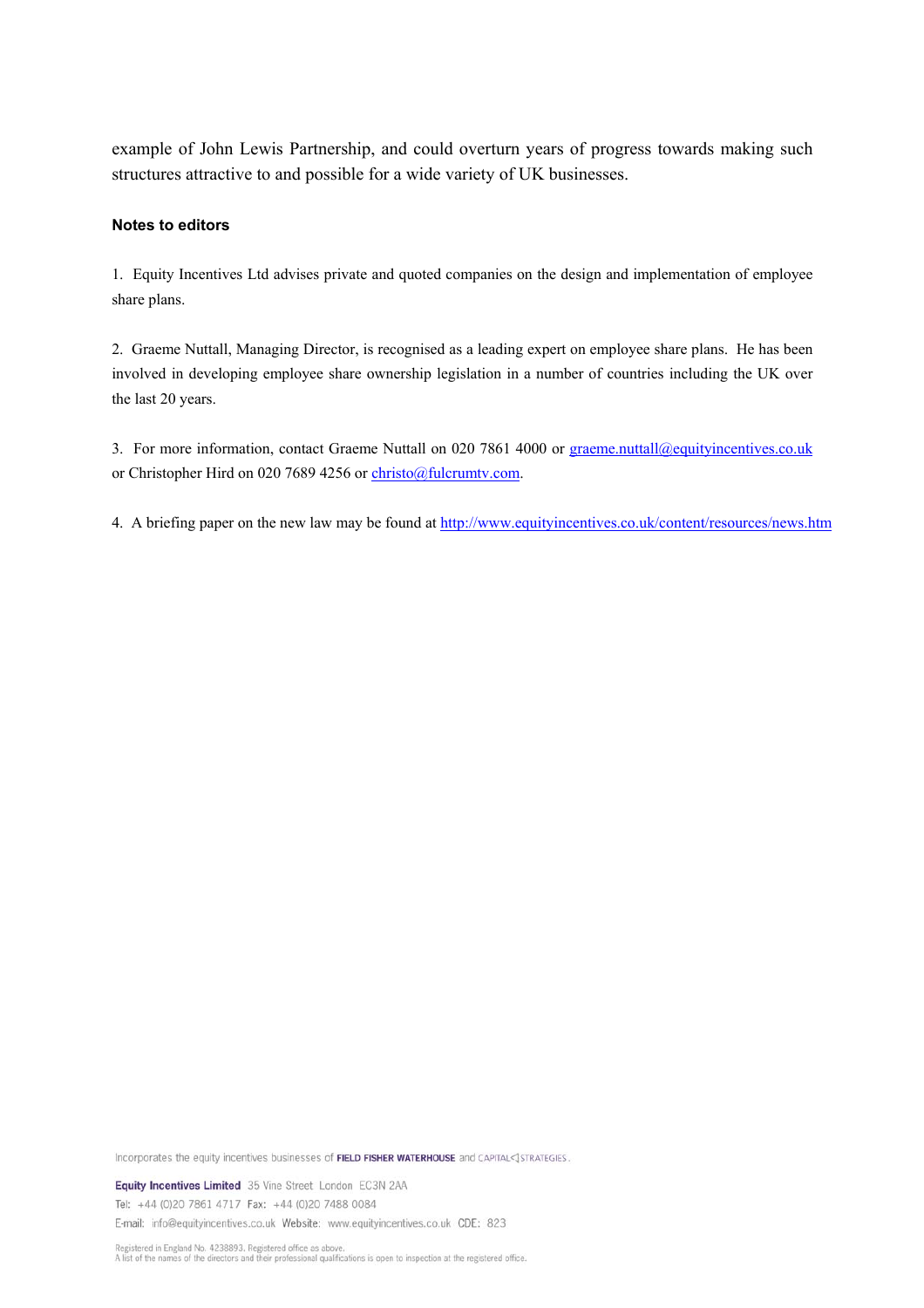example of John Lewis Partnership, and could overturn years of progress towards making such structures attractive to and possible for a wide variety of UK businesses.

**Notes to editors**

1. Equity Incentives Ltd advises private and quoted companies on the design and implementation of employee share plans.

2. Graeme Nuttall, Managing Director, is recognised as a leading expert on employee share plans. He has been involved in developing employee share ownership legislation in a number of countries including the UK over the last 20 years.

3. For more information, contact Graeme Nuttall on 020 7861 4000 or graeme.nuttall@equityincentives.co.uk or Christopher Hird on 020 7689 4256 or christo@fulcrumtv.com.

4. A briefing paper on the new law may be found at http://www.equityincentives.co.uk/content/resources/news.htm

Incorporates the equity incentives businesses of FIELD FISHER WATERHOUSE and CAPITAL STRATEGIES.

**Equity Incentives Limited** 35 Vine Street London EC3N 2AA
Tel: +44 (0)20 7861 4717 Fax: +44 (0)20 7488 0084
E-mail: info@equityincentives.co.uk Website: www.equityincentives.co.uk CDE: 823

Registered in England No. 4238893. Registered office as above.
A list of the names of the directors and their professional qualifications is open to inspection at the registered office.